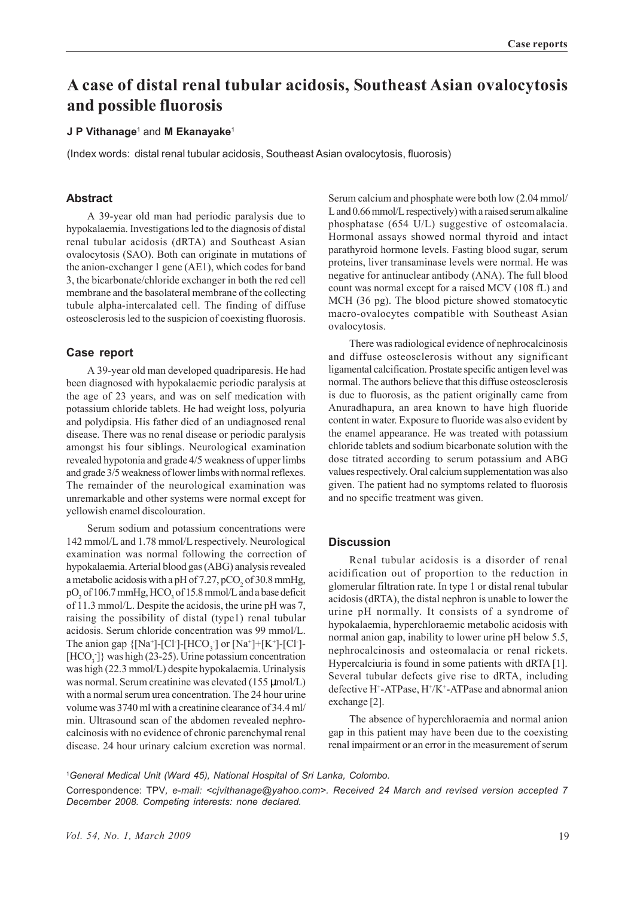# A case of distal renal tubular acidosis, Southeast Asian ovalocytosis and possible fluorosis

**J P Vithanage**[1] and **M Ekanayake**[1]

(Index words: distal renal tubular acidosis, Southeast Asian ovalocytosis, fluorosis)

## Abstract

A 39-year old man had periodic paralysis due to hypokalaemia. Investigations led to the diagnosis of distal renal tubular acidosis (dRTA) and Southeast Asian ovalocytosis (SAO). Both can originate in mutations of the anion-exchanger 1 gene (AE1), which codes for band 3, the bicarbonate/chloride exchanger in both the red cell membrane and the basolateral membrane of the collecting tubule alpha-intercalated cell. The finding of diffuse osteosclerosis led to the suspicion of coexisting fluorosis.

## Case report

A 39-year old man developed quadriparesis. He had been diagnosed with hypokalaemic periodic paralysis at the age of 23 years, and was on self medication with potassium chloride tablets. He had weight loss, polyuria and polydipsia. His father died of an undiagnosed renal disease. There was no renal disease or periodic paralysis amongst his four siblings. Neurological examination revealed hypotonia and grade 4/5 weakness of upper limbs and grade 3/5 weakness of lower limbs with normal reflexes. The remainder of the neurological examination was unremarkable and other systems were normal except for yellowish enamel discolouration.

Serum sodium and potassium concentrations were 142 mmol/L and 1.78 mmol/L respectively. Neurological examination was normal following the correction of hypokalaemia. Arterial blood gas (ABG) analysis revealed a metabolic acidosis with a pH of 7.27, $pCO_2$ of 30.8 mmHg, $pO_2$ of 106.7 mmHg, $HCO_3$ of 15.8 mmol/L and a base deficit of 11.3 mmol/L. Despite the acidosis, the urine pH was 7, raising the possibility of distal (type1) renal tubular acidosis. Serum chloride concentration was 99 mmol/L. The anion gap $\{[Na^+]-[Cl^-]-[HCO_3^-]$ or $[Na^+]+[K^+]-[Cl^-]-[HCO_3^-]\}$ was high (23-25). Urine potassium concentration was high (22.3 mmol/L) despite hypokalaemia. Urinalysis was normal. Serum creatinine was elevated (155 μmol/L) with a normal serum urea concentration. The 24 hour urine volume was 3740 ml with a creatinine clearance of 34.4 ml/min. Ultrasound scan of the abdomen revealed nephrocalcinosis with no evidence of chronic parenchymal renal disease. 24 hour urinary calcium excretion was normal. Serum calcium and phosphate were both low (2.04 mmol/L and 0.66 mmol/L respectively) with a raised serum alkaline phosphatase (654 U/L) suggestive of osteomalacia. Hormonal assays showed normal thyroid and intact parathyroid hormone levels. Fasting blood sugar, serum proteins, liver transaminase levels were normal. He was negative for antinuclear antibody (ANA). The full blood count was normal except for a raised MCV (108 fL) and MCH (36 pg). The blood picture showed stomatocytic macro-ovalocytes compatible with Southeast Asian ovalocytosis.

There was radiological evidence of nephrocalcinosis and diffuse osteosclerosis without any significant ligamental calcification. Prostate specific antigen level was normal. The authors believe that this diffuse osteosclerosis is due to fluorosis, as the patient originally came from Anuradhapura, an area known to have high fluoride content in water. Exposure to fluoride was also evident by the enamel appearance. He was treated with potassium chloride tablets and sodium bicarbonate solution with the dose titrated according to serum potassium and ABG values respectively. Oral calcium supplementation was also given. The patient had no symptoms related to fluorosis and no specific treatment was given.

## Discussion

Renal tubular acidosis is a disorder of renal acidification out of proportion to the reduction in glomerular filtration rate. In type 1 or distal renal tubular acidosis (dRTA), the distal nephron is unable to lower the urine pH normally. It consists of a syndrome of hypokalaemia, hyperchloraemic metabolic acidosis with normal anion gap, inability to lower urine pH below 5.5, nephrocalcinosis and osteomalacia or renal rickets. Hypercalciuria is found in some patients with dRTA [1]. Several tubular defects give rise to dRTA, including defective $H^+$-ATPase, $H^+/K^+$-ATPase and abnormal anion exchange [2].

The absence of hyperchloraemia and normal anion gap in this patient may have been due to the coexisting renal impairment or an error in the measurement of serum

[1] *General Medical Unit (Ward 45), National Hospital of Sri Lanka, Colombo.*

Correspondence: TPV, *e-mail: <cjvithanage@yahoo.com>. Received 24 March and revised version accepted 7 December 2008. Competing interests: none declared.*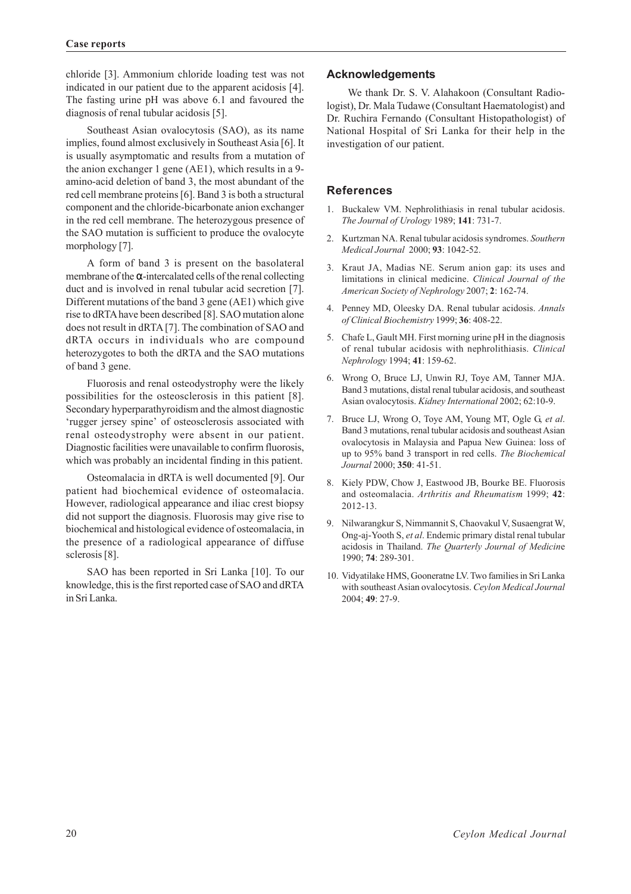chloride [3]. Ammonium chloride loading test was not indicated in our patient due to the apparent acidosis [4]. The fasting urine pH was above 6.1 and favoured the diagnosis of renal tubular acidosis [5].

Southeast Asian ovalocytosis (SAO), as its name implies, found almost exclusively in Southeast Asia [6]. It is usually asymptomatic and results from a mutation of the anion exchanger 1 gene (AE1), which results in a 9-amino-acid deletion of band 3, the most abundant of the red cell membrane proteins [6]. Band 3 is both a structural component and the chloride-bicarbonate anion exchanger in the red cell membrane. The heterozygous presence of the SAO mutation is sufficient to produce the ovalocyte morphology [7].

A form of band 3 is present on the basolateral membrane of the α-intercalated cells of the renal collecting duct and is involved in renal tubular acid secretion [7]. Different mutations of the band 3 gene (AE1) which give rise to dRTA have been described [8]. SAO mutation alone does not result in dRTA [7]. The combination of SAO and dRTA occurs in individuals who are compound heterozygotes to both the dRTA and the SAO mutations of band 3 gene.

Fluorosis and renal osteodystrophy were the likely possibilities for the osteosclerosis in this patient [8]. Secondary hyperparathyroidism and the almost diagnostic 'rugger jersey spine' of osteosclerosis associated with renal osteodystrophy were absent in our patient. Diagnostic facilities were unavailable to confirm fluorosis, which was probably an incidental finding in this patient.

Osteomalacia in dRTA is well documented [9]. Our patient had biochemical evidence of osteomalacia. However, radiological appearance and iliac crest biopsy did not support the diagnosis. Fluorosis may give rise to biochemical and histological evidence of osteomalacia, in the presence of a radiological appearance of diffuse sclerosis [8].

SAO has been reported in Sri Lanka [10]. To our knowledge, this is the first reported case of SAO and dRTA in Sri Lanka.

## Acknowledgements

We thank Dr. S. V. Alahakoon (Consultant Radiologist), Dr. Mala Tudawe (Consultant Haematologist) and Dr. Ruchira Fernando (Consultant Histopathologist) of National Hospital of Sri Lanka for their help in the investigation of our patient.

## References

1. Buckalew VM. Nephrolithiasis in renal tubular acidosis. *The Journal of Urology* 1989; **141**: 731-7.
2. Kurtzman NA. Renal tubular acidosis syndromes. *Southern Medical Journal* 2000; **93**: 1042-52.
3. Kraut JA, Madias NE. Serum anion gap: its uses and limitations in clinical medicine. *Clinical Journal of the American Society of Nephrology* 2007; **2**: 162-74.
4. Penney MD, Oleesky DA. Renal tubular acidosis. *Annals of Clinical Biochemistry* 1999; **36**: 408-22.
5. Chafe L, Gault MH. First morning urine pH in the diagnosis of renal tubular acidosis with nephrolithiasis. *Clinical Nephrology* 1994; **41**: 159-62.
6. Wrong O, Bruce LJ, Unwin RJ, Toye AM, Tanner MJA. Band 3 mutations, distal renal tubular acidosis, and southeast Asian ovalocytosis. *Kidney International* 2002; 62:10-9.
7. Bruce LJ, Wrong O, Toye AM, Young MT, Ogle G, *et al*. Band 3 mutations, renal tubular acidosis and southeast Asian ovalocytosis in Malaysia and Papua New Guinea: loss of up to 95% band 3 transport in red cells. *The Biochemical Journal* 2000; **350**: 41-51.
8. Kiely PDW, Chow J, Eastwood JB, Bourke BE. Fluorosis and osteomalacia. *Arthritis and Rheumatism* 1999; **42**: 2012-13.
9. Nilwarangkur S, Nimmannit S, Chaovakul V, Susaengrat W, Ong-aj-Yooth S, *et al*. Endemic primary distal renal tubular acidosis in Thailand. *The Quarterly Journal of Medicine* 1990; **74**: 289-301.
10. Vidyatilake HMS, Gooneratne LV. Two families in Sri Lanka with southeast Asian ovalocytosis. *Ceylon Medical Journal* 2004; **49**: 27-9.